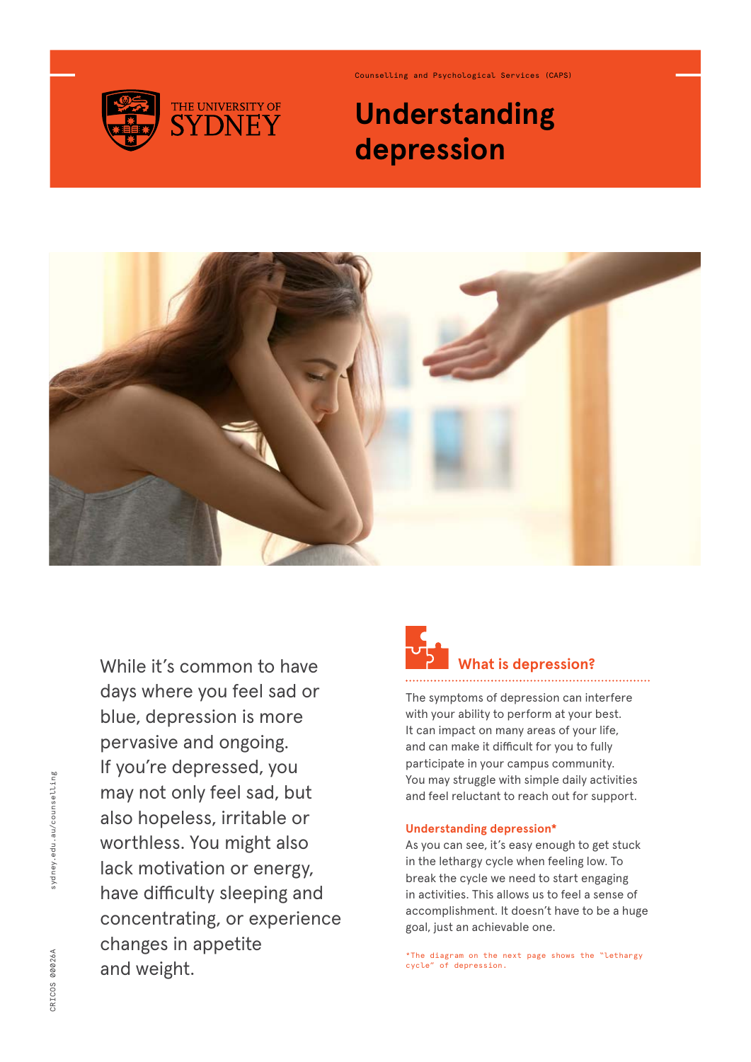Counselling and Psychological Services (CAPS)

# Understanding depression

While it's common to have days where you feel sad or blue, depression is more pervasive and ongoing. If you're depressed, you may not only feel sad, but also hopeless, irritable or worthless. You might also lack motivation or energy, have difficulty sleeping and concentrating, or experience changes in appetite and weight.

## What is depression?

The symptoms of depression can interfere with your ability to perform at your best. It can impact on many areas of your life, and can make it difficult for you to fully participate in your campus community. You may struggle with simple daily activities and feel reluctant to reach out for support.

### Understanding depression*

As you can see, it's easy enough to get stuck in the lethargy cycle when feeling low. To break the cycle we need to start engaging in activities. This allows us to feel a sense of accomplishment. It doesn't have to be a huge goal, just an achievable one.

*The diagram on the next page shows the "lethargy cycle" of depression.

sydney.edu.au/counselling

CRICOS 00026A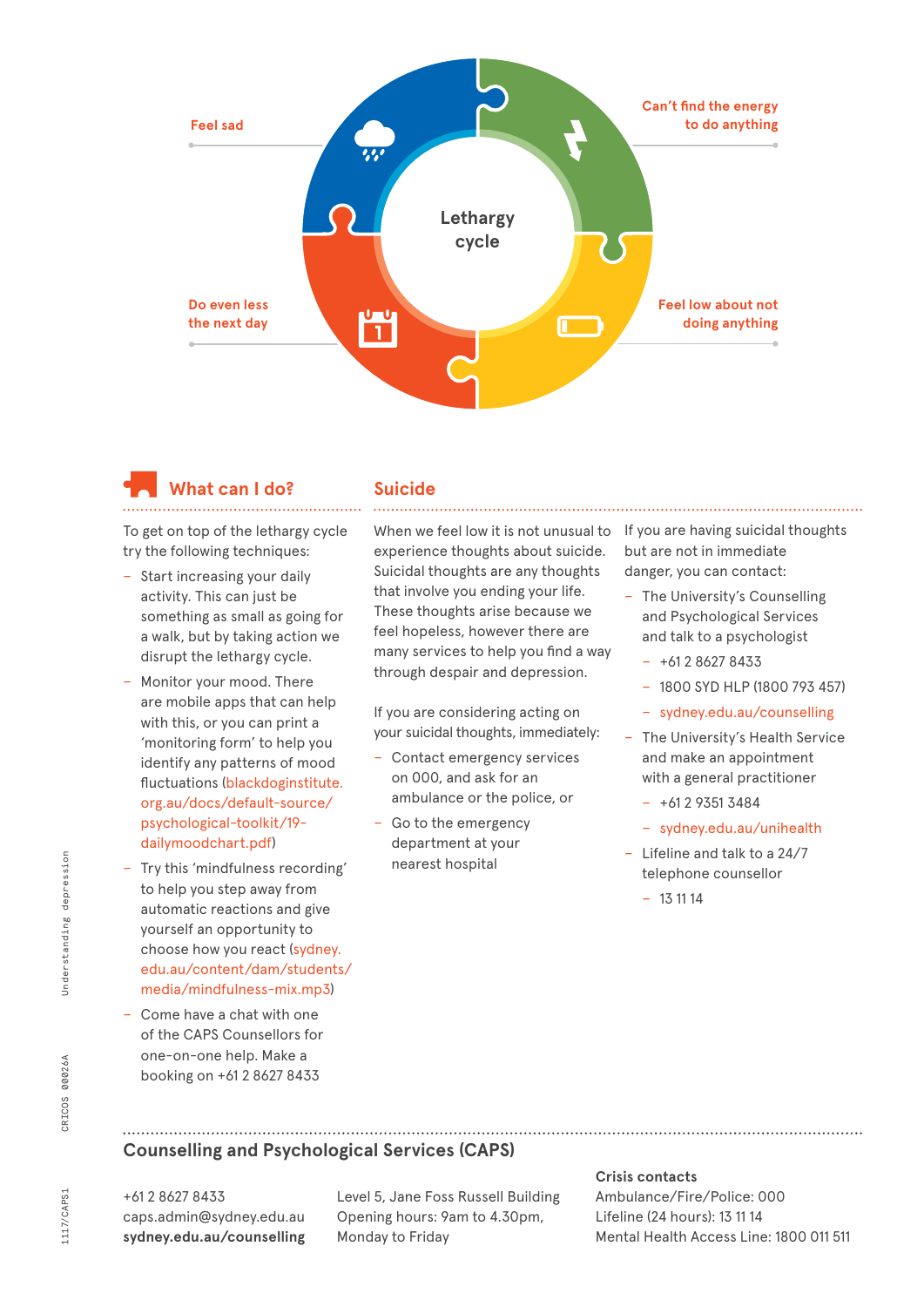Feel sad

Can't find the energy to do anything

Lethargy cycle

Do even less the next day

Feel low about not doing anything

## What can I do?

To get on top of the lethargy cycle try the following techniques:

- Start increasing your daily activity. This can just be something as small as going for a walk, but by taking action we disrupt the lethargy cycle.
- Monitor your mood. There are mobile apps that can help with this, or you can print a 'monitoring form' to help you identify any patterns of mood fluctuations (blackdoginstitute.org.au/docs/default-source/psychological-toolkit/19-dailymoodchart.pdf)
- Try this 'mindfulness recording' to help you step away from automatic reactions and give yourself an opportunity to choose how you react (sydney.edu.au/content/dam/students/media/mindfulness-mix.mp3)
- Come have a chat with one of the CAPS Counsellors for one-on-one help. Make a booking on +61 2 8627 8433

## Suicide

When we feel low it is not unusual to experience thoughts about suicide. Suicidal thoughts are any thoughts that involve you ending your life. These thoughts arise because we feel hopeless, however there are many services to help you find a way through despair and depression.

If you are considering acting on your suicidal thoughts, immediately:

- Contact emergency services on 000, and ask for an ambulance or the police, or
- Go to the emergency department at your nearest hospital

If you are having suicidal thoughts but are not in immediate danger, you can contact:

- The University's Counselling and Psychological Services and talk to a psychologist
  - +61 2 8627 8433
  - 1800 SYD HLP (1800 793 457)
  - sydney.edu.au/counselling
- The University's Health Service and make an appointment with a general practitioner
  - +61 2 9351 3484
  - sydney.edu.au/unihealth
- Lifeline and talk to a 24/7 telephone counsellor
  - 13 11 14

## Counselling and Psychological Services (CAPS)

+61 2 8627 8433
caps.admin@sydney.edu.au
**sydney.edu.au/counselling**

Level 5, Jane Foss Russell Building
Opening hours: 9am to 4.30pm, Monday to Friday

**Crisis contacts**
Ambulance/Fire/Police: 000
Lifeline (24 hours): 13 11 14
Mental Health Access Line: 1800 011 511